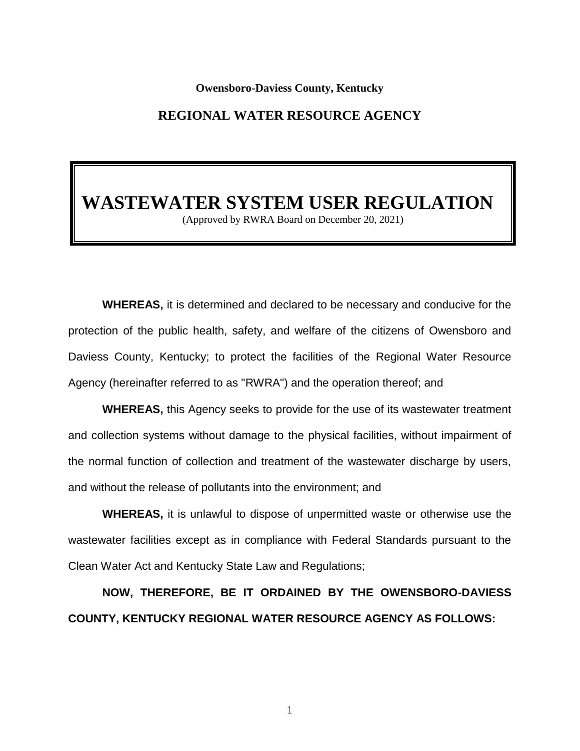**Owensboro-Daviess County, Kentucky**

## REGIONAL WATER RESOURCE AGENCY

# WASTEWATER SYSTEM USER REGULATION

(Approved by RWRA Board on December 20, 2021)

**WHEREAS,** it is determined and declared to be necessary and conducive for the protection of the public health, safety, and welfare of the citizens of Owensboro and Daviess County, Kentucky; to protect the facilities of the Regional Water Resource Agency (hereinafter referred to as "RWRA") and the operation thereof; and

**WHEREAS,** this Agency seeks to provide for the use of its wastewater treatment and collection systems without damage to the physical facilities, without impairment of the normal function of collection and treatment of the wastewater discharge by users, and without the release of pollutants into the environment; and

**WHEREAS,** it is unlawful to dispose of unpermitted waste or otherwise use the wastewater facilities except as in compliance with Federal Standards pursuant to the Clean Water Act and Kentucky State Law and Regulations;

**NOW, THEREFORE, BE IT ORDAINED BY THE OWENSBORO-DAVIESS COUNTY, KENTUCKY REGIONAL WATER RESOURCE AGENCY AS FOLLOWS:**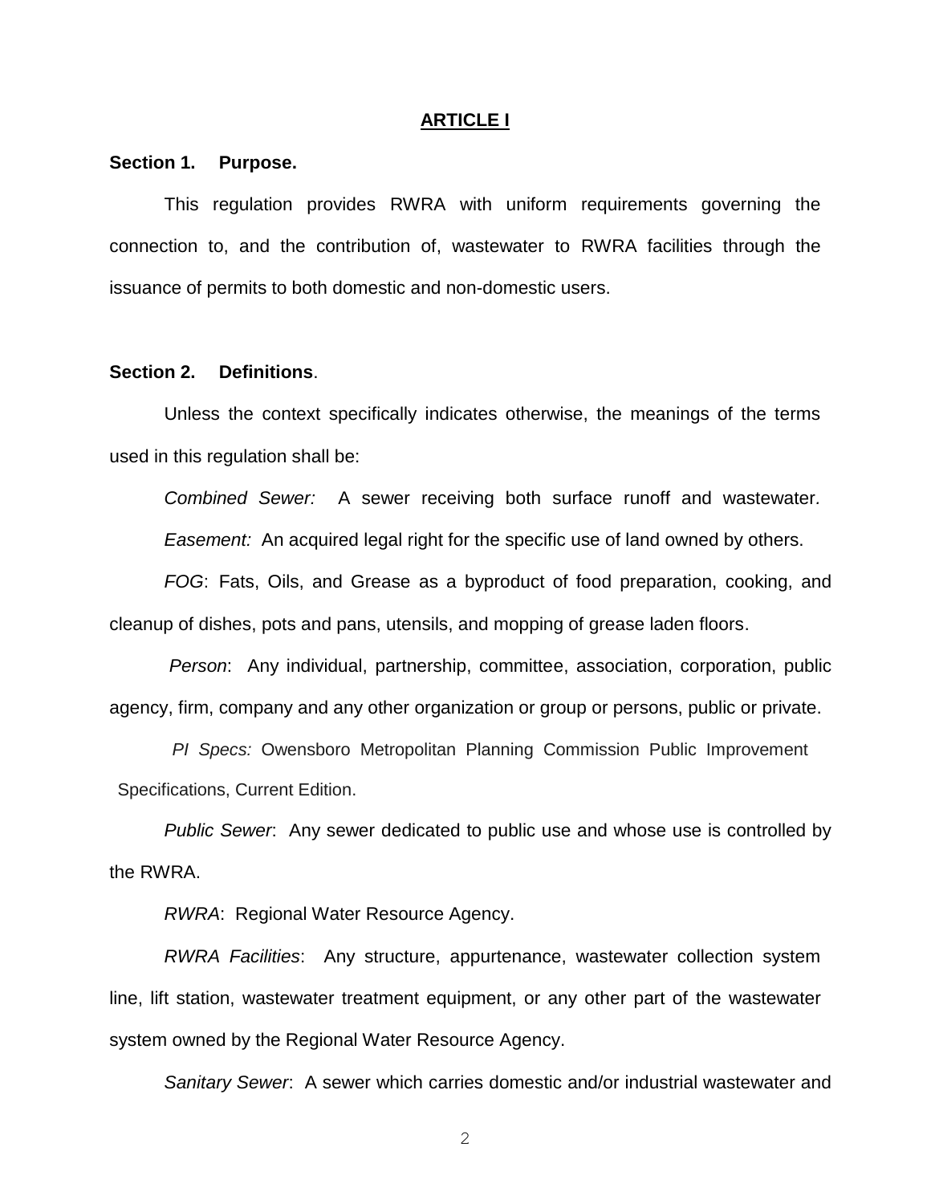## ARTICLE I

**Section 1. Purpose.**

This regulation provides RWRA with uniform requirements governing the connection to, and the contribution of, wastewater to RWRA facilities through the issuance of permits to both domestic and non-domestic users.

**Section 2. Definitions.**

Unless the context specifically indicates otherwise, the meanings of the terms used in this regulation shall be:

*Combined Sewer:* A sewer receiving both surface runoff and wastewater.

*Easement:* An acquired legal right for the specific use of land owned by others.

*FOG*: Fats, Oils, and Grease as a byproduct of food preparation, cooking, and cleanup of dishes, pots and pans, utensils, and mopping of grease laden floors.

*Person*: Any individual, partnership, committee, association, corporation, public agency, firm, company and any other organization or group or persons, public or private.

*PI Specs:* Owensboro Metropolitan Planning Commission Public Improvement Specifications, Current Edition.

*Public Sewer*: Any sewer dedicated to public use and whose use is controlled by the RWRA.

*RWRA*: Regional Water Resource Agency.

*RWRA Facilities*: Any structure, appurtenance, wastewater collection system line, lift station, wastewater treatment equipment, or any other part of the wastewater system owned by the Regional Water Resource Agency.

*Sanitary Sewer*: A sewer which carries domestic and/or industrial wastewater and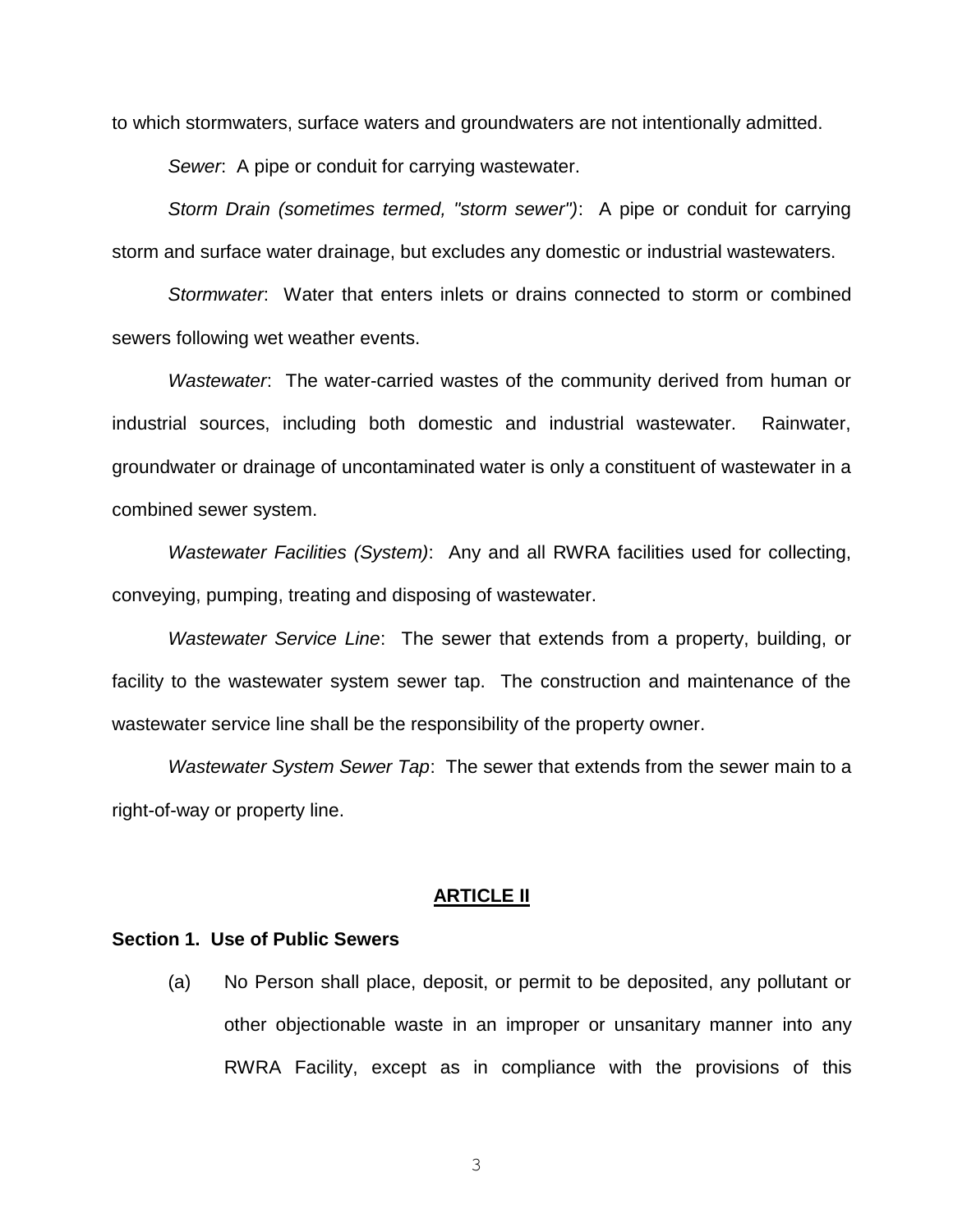to which stormwaters, surface waters and groundwaters are not intentionally admitted.

*Sewer*: A pipe or conduit for carrying wastewater.

*Storm Drain (sometimes termed, "storm sewer")*: A pipe or conduit for carrying storm and surface water drainage, but excludes any domestic or industrial wastewaters.

*Stormwater*: Water that enters inlets or drains connected to storm or combined sewers following wet weather events.

*Wastewater*: The water-carried wastes of the community derived from human or industrial sources, including both domestic and industrial wastewater. Rainwater, groundwater or drainage of uncontaminated water is only a constituent of wastewater in a combined sewer system.

*Wastewater Facilities (System)*: Any and all RWRA facilities used for collecting, conveying, pumping, treating and disposing of wastewater.

*Wastewater Service Line*: The sewer that extends from a property, building, or facility to the wastewater system sewer tap. The construction and maintenance of the wastewater service line shall be the responsibility of the property owner.

*Wastewater System Sewer Tap*: The sewer that extends from the sewer main to a right-of-way or property line.

## ARTICLE II

### Section 1. Use of Public Sewers

(a) No Person shall place, deposit, or permit to be deposited, any pollutant or other objectionable waste in an improper or unsanitary manner into any RWRA Facility, except as in compliance with the provisions of this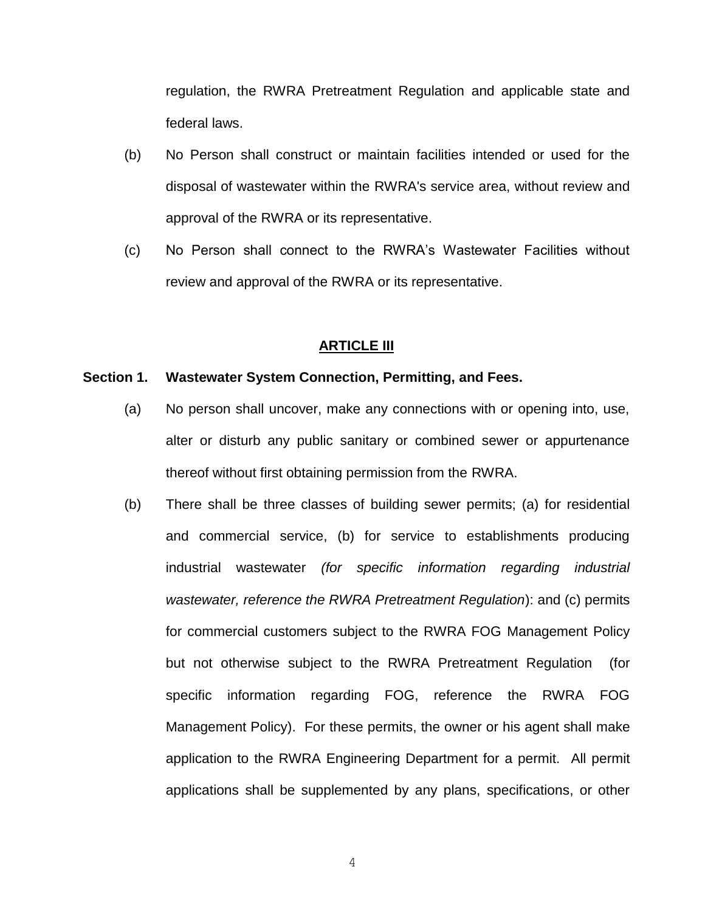regulation, the RWRA Pretreatment Regulation and applicable state and federal laws.

(b) No Person shall construct or maintain facilities intended or used for the disposal of wastewater within the RWRA's service area, without review and approval of the RWRA or its representative.

(c) No Person shall connect to the RWRA's Wastewater Facilities without review and approval of the RWRA or its representative.

## ARTICLE III

**Section 1. Wastewater System Connection, Permitting, and Fees.**

(a) No person shall uncover, make any connections with or opening into, use, alter or disturb any public sanitary or combined sewer or appurtenance thereof without first obtaining permission from the RWRA.

(b) There shall be three classes of building sewer permits; (a) for residential and commercial service, (b) for service to establishments producing industrial wastewater *(for specific information regarding industrial wastewater, reference the RWRA Pretreatment Regulation*): and (c) permits for commercial customers subject to the RWRA FOG Management Policy but not otherwise subject to the RWRA Pretreatment Regulation (for specific information regarding FOG, reference the RWRA FOG Management Policy). For these permits, the owner or his agent shall make application to the RWRA Engineering Department for a permit. All permit applications shall be supplemented by any plans, specifications, or other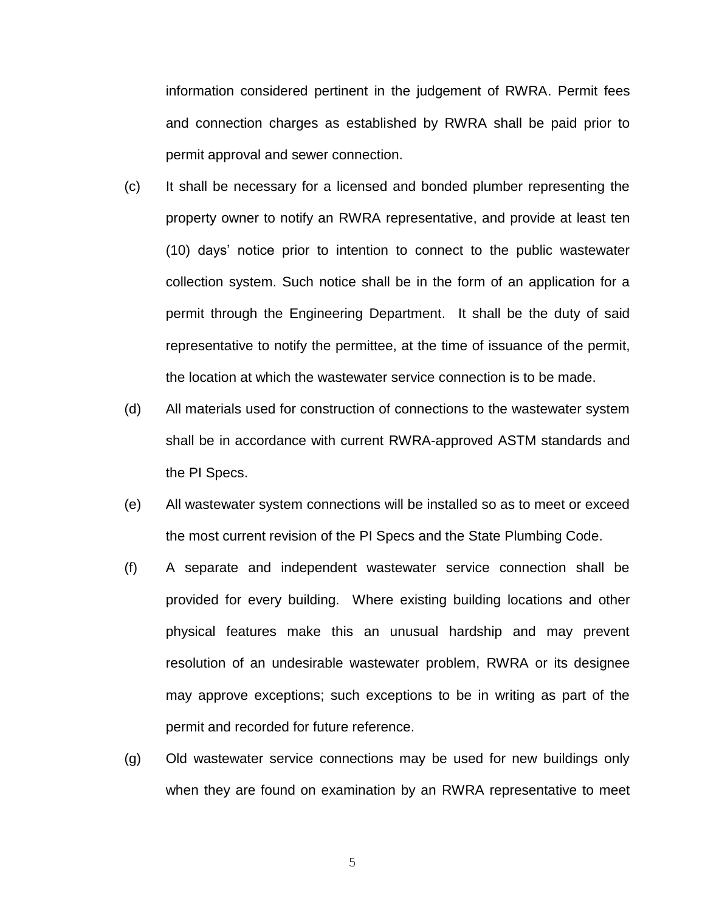information considered pertinent in the judgement of RWRA. Permit fees and connection charges as established by RWRA shall be paid prior to permit approval and sewer connection.

(c) It shall be necessary for a licensed and bonded plumber representing the property owner to notify an RWRA representative, and provide at least ten (10) days' notice prior to intention to connect to the public wastewater collection system. Such notice shall be in the form of an application for a permit through the Engineering Department. It shall be the duty of said representative to notify the permittee, at the time of issuance of the permit, the location at which the wastewater service connection is to be made.

(d) All materials used for construction of connections to the wastewater system shall be in accordance with current RWRA-approved ASTM standards and the PI Specs.

(e) All wastewater system connections will be installed so as to meet or exceed the most current revision of the PI Specs and the State Plumbing Code.

(f) A separate and independent wastewater service connection shall be provided for every building. Where existing building locations and other physical features make this an unusual hardship and may prevent resolution of an undesirable wastewater problem, RWRA or its designee may approve exceptions; such exceptions to be in writing as part of the permit and recorded for future reference.

(g) Old wastewater service connections may be used for new buildings only when they are found on examination by an RWRA representative to meet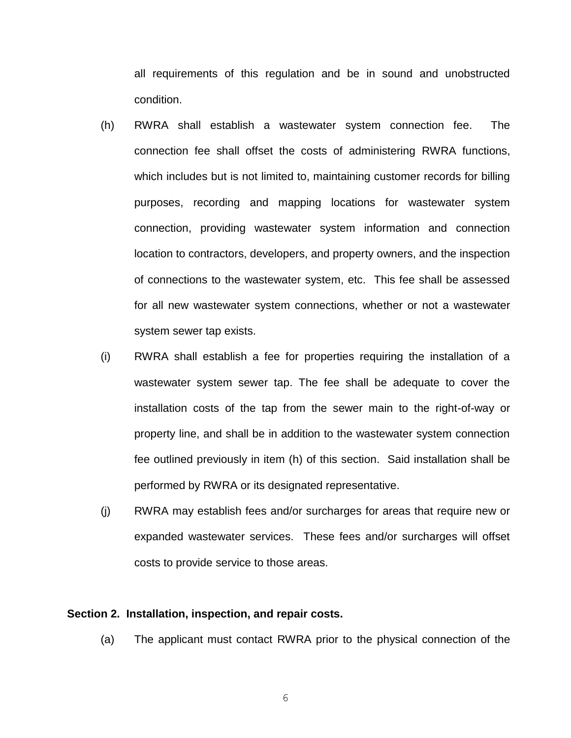all requirements of this regulation and be in sound and unobstructed condition.

(h) RWRA shall establish a wastewater system connection fee. The connection fee shall offset the costs of administering RWRA functions, which includes but is not limited to, maintaining customer records for billing purposes, recording and mapping locations for wastewater system connection, providing wastewater system information and connection location to contractors, developers, and property owners, and the inspection of connections to the wastewater system, etc. This fee shall be assessed for all new wastewater system connections, whether or not a wastewater system sewer tap exists.

(i) RWRA shall establish a fee for properties requiring the installation of a wastewater system sewer tap. The fee shall be adequate to cover the installation costs of the tap from the sewer main to the right-of-way or property line, and shall be in addition to the wastewater system connection fee outlined previously in item (h) of this section. Said installation shall be performed by RWRA or its designated representative.

(j) RWRA may establish fees and/or surcharges for areas that require new or expanded wastewater services. These fees and/or surcharges will offset costs to provide service to those areas.

**Section 2. Installation, inspection, and repair costs.**

(a) The applicant must contact RWRA prior to the physical connection of the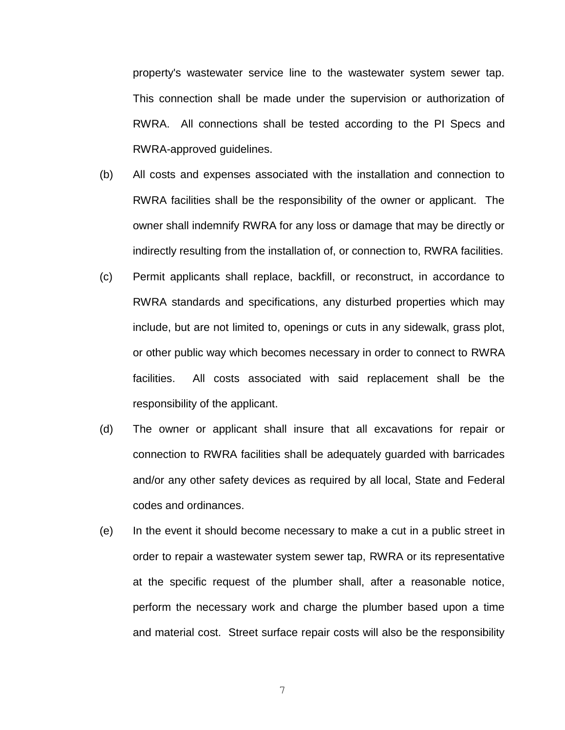property's wastewater service line to the wastewater system sewer tap. This connection shall be made under the supervision or authorization of RWRA. All connections shall be tested according to the PI Specs and RWRA-approved guidelines.

(b) All costs and expenses associated with the installation and connection to RWRA facilities shall be the responsibility of the owner or applicant. The owner shall indemnify RWRA for any loss or damage that may be directly or indirectly resulting from the installation of, or connection to, RWRA facilities.

(c) Permit applicants shall replace, backfill, or reconstruct, in accordance to RWRA standards and specifications, any disturbed properties which may include, but are not limited to, openings or cuts in any sidewalk, grass plot, or other public way which becomes necessary in order to connect to RWRA facilities. All costs associated with said replacement shall be the responsibility of the applicant.

(d) The owner or applicant shall insure that all excavations for repair or connection to RWRA facilities shall be adequately guarded with barricades and/or any other safety devices as required by all local, State and Federal codes and ordinances.

(e) In the event it should become necessary to make a cut in a public street in order to repair a wastewater system sewer tap, RWRA or its representative at the specific request of the plumber shall, after a reasonable notice, perform the necessary work and charge the plumber based upon a time and material cost. Street surface repair costs will also be the responsibility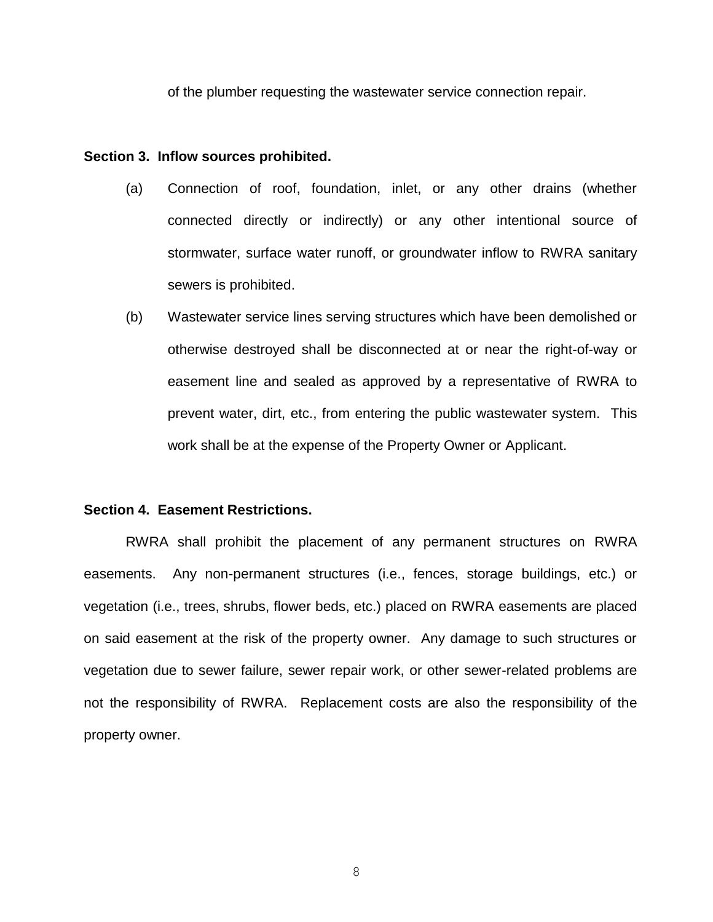of the plumber requesting the wastewater service connection repair.

**Section 3. Inflow sources prohibited.**

(a) Connection of roof, foundation, inlet, or any other drains (whether connected directly or indirectly) or any other intentional source of stormwater, surface water runoff, or groundwater inflow to RWRA sanitary sewers is prohibited.

(b) Wastewater service lines serving structures which have been demolished or otherwise destroyed shall be disconnected at or near the right-of-way or easement line and sealed as approved by a representative of RWRA to prevent water, dirt, etc., from entering the public wastewater system. This work shall be at the expense of the Property Owner or Applicant.

**Section 4. Easement Restrictions.**

RWRA shall prohibit the placement of any permanent structures on RWRA easements. Any non-permanent structures (i.e., fences, storage buildings, etc.) or vegetation (i.e., trees, shrubs, flower beds, etc.) placed on RWRA easements are placed on said easement at the risk of the property owner. Any damage to such structures or vegetation due to sewer failure, sewer repair work, or other sewer-related problems are not the responsibility of RWRA. Replacement costs are also the responsibility of the property owner.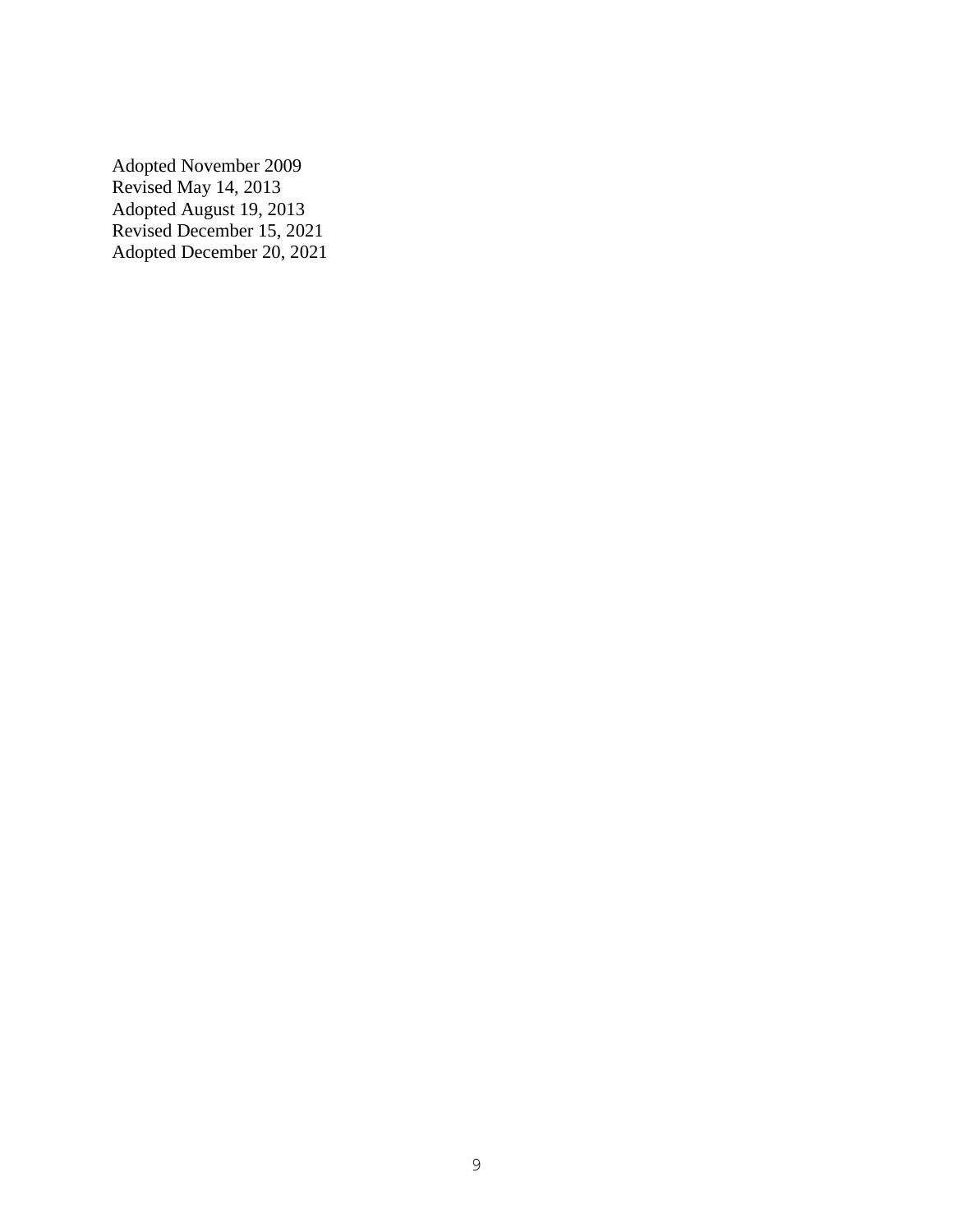Adopted November 2009
Revised May 14, 2013
Adopted August 19, 2013
Revised December 15, 2021
Adopted December 20, 2021